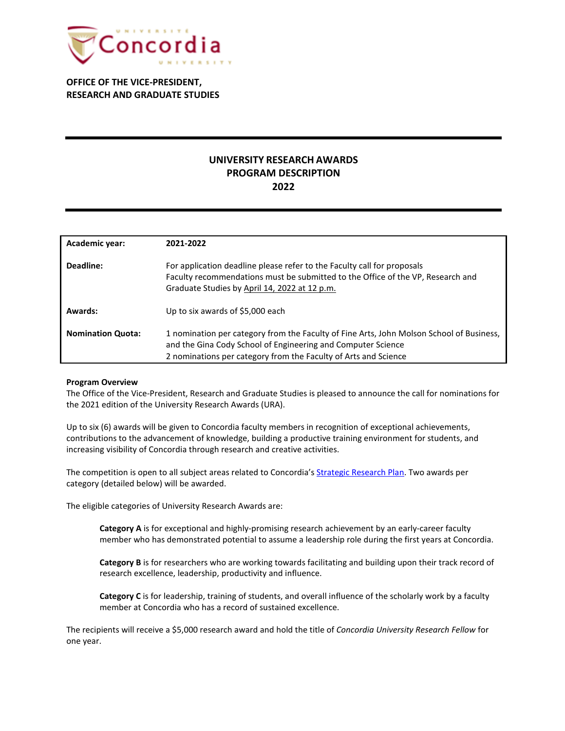**OFFICE OF THE VICE-PRESIDENT,**
**RESEARCH AND GRADUATE STUDIES**

# UNIVERSITY RESEARCH AWARDS
# PROGRAM DESCRIPTION
# 2022

| | |
|---|---|
| **Academic year:** | **2021-2022** |
| **Deadline:** | For application deadline please refer to the Faculty call for proposals<br>Faculty recommendations must be submitted to the Office of the VP, Research and Graduate Studies by April 14, 2022 at 12 p.m. |
| **Awards:** | Up to six awards of $5,000 each |
| **Nomination Quota:** | 1 nomination per category from the Faculty of Fine Arts, John Molson School of Business, and the Gina Cody School of Engineering and Computer Science<br>2 nominations per category from the Faculty of Arts and Science |

**Program Overview**

The Office of the Vice-President, Research and Graduate Studies is pleased to announce the call for nominations for the 2021 edition of the University Research Awards (URA).

Up to six (6) awards will be given to Concordia faculty members in recognition of exceptional achievements, contributions to the advancement of knowledge, building a productive training environment for students, and increasing visibility of Concordia through research and creative activities.

The competition is open to all subject areas related to Concordia's Strategic Research Plan. Two awards per category (detailed below) will be awarded.

The eligible categories of University Research Awards are:

> **Category A** is for exceptional and highly-promising research achievement by an early-career faculty member who has demonstrated potential to assume a leadership role during the first years at Concordia.
>
> **Category B** is for researchers who are working towards facilitating and building upon their track record of research excellence, leadership, productivity and influence.
>
> **Category C** is for leadership, training of students, and overall influence of the scholarly work by a faculty member at Concordia who has a record of sustained excellence.

The recipients will receive a $5,000 research award and hold the title of *Concordia University Research Fellow* for one year.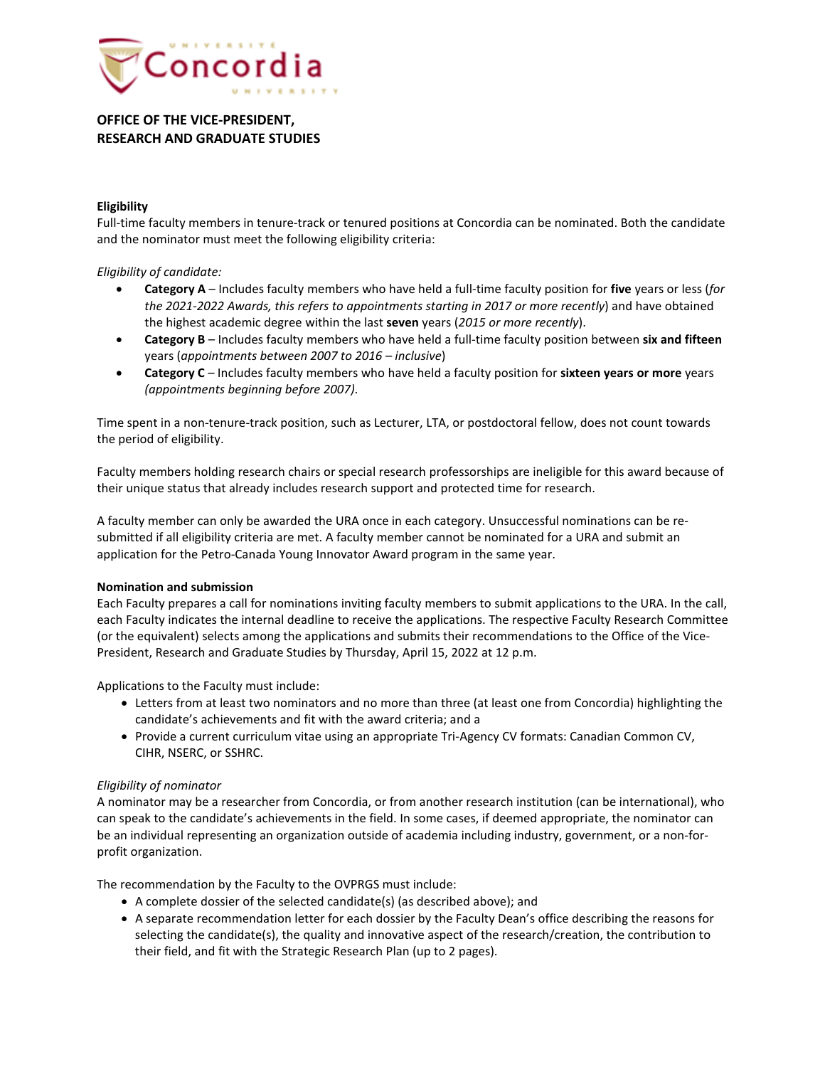**OFFICE OF THE VICE-PRESIDENT,**
**RESEARCH AND GRADUATE STUDIES**

**Eligibility**

Full-time faculty members in tenure-track or tenured positions at Concordia can be nominated. Both the candidate and the nominator must meet the following eligibility criteria:

*Eligibility of candidate:*

- **Category A** – Includes faculty members who have held a full-time faculty position for **five** years or less (*for the 2021-2022 Awards, this refers to appointments starting in 2017 or more recently*) and have obtained the highest academic degree within the last **seven** years (*2015 or more recently*).
- **Category B** – Includes faculty members who have held a full-time faculty position between **six and fifteen** years (*appointments between 2007 to 2016 – inclusive*)
- **Category C** – Includes faculty members who have held a faculty position for **sixteen years or more** years *(appointments beginning before 2007).*

Time spent in a non-tenure-track position, such as Lecturer, LTA, or postdoctoral fellow, does not count towards the period of eligibility.

Faculty members holding research chairs or special research professorships are ineligible for this award because of their unique status that already includes research support and protected time for research.

A faculty member can only be awarded the URA once in each category. Unsuccessful nominations can be re-submitted if all eligibility criteria are met. A faculty member cannot be nominated for a URA and submit an application for the Petro-Canada Young Innovator Award program in the same year.

**Nomination and submission**

Each Faculty prepares a call for nominations inviting faculty members to submit applications to the URA. In the call, each Faculty indicates the internal deadline to receive the applications. The respective Faculty Research Committee (or the equivalent) selects among the applications and submits their recommendations to the Office of the Vice-President, Research and Graduate Studies by Thursday, April 15, 2022 at 12 p.m.

Applications to the Faculty must include:

- Letters from at least two nominators and no more than three (at least one from Concordia) highlighting the candidate's achievements and fit with the award criteria; and a
- Provide a current curriculum vitae using an appropriate Tri-Agency CV formats: Canadian Common CV, CIHR, NSERC, or SSHRC.

*Eligibility of nominator*

A nominator may be a researcher from Concordia, or from another research institution (can be international), who can speak to the candidate's achievements in the field. In some cases, if deemed appropriate, the nominator can be an individual representing an organization outside of academia including industry, government, or a non-for-profit organization.

The recommendation by the Faculty to the OVPRGS must include:

- A complete dossier of the selected candidate(s) (as described above); and
- A separate recommendation letter for each dossier by the Faculty Dean's office describing the reasons for selecting the candidate(s), the quality and innovative aspect of the research/creation, the contribution to their field, and fit with the Strategic Research Plan (up to 2 pages).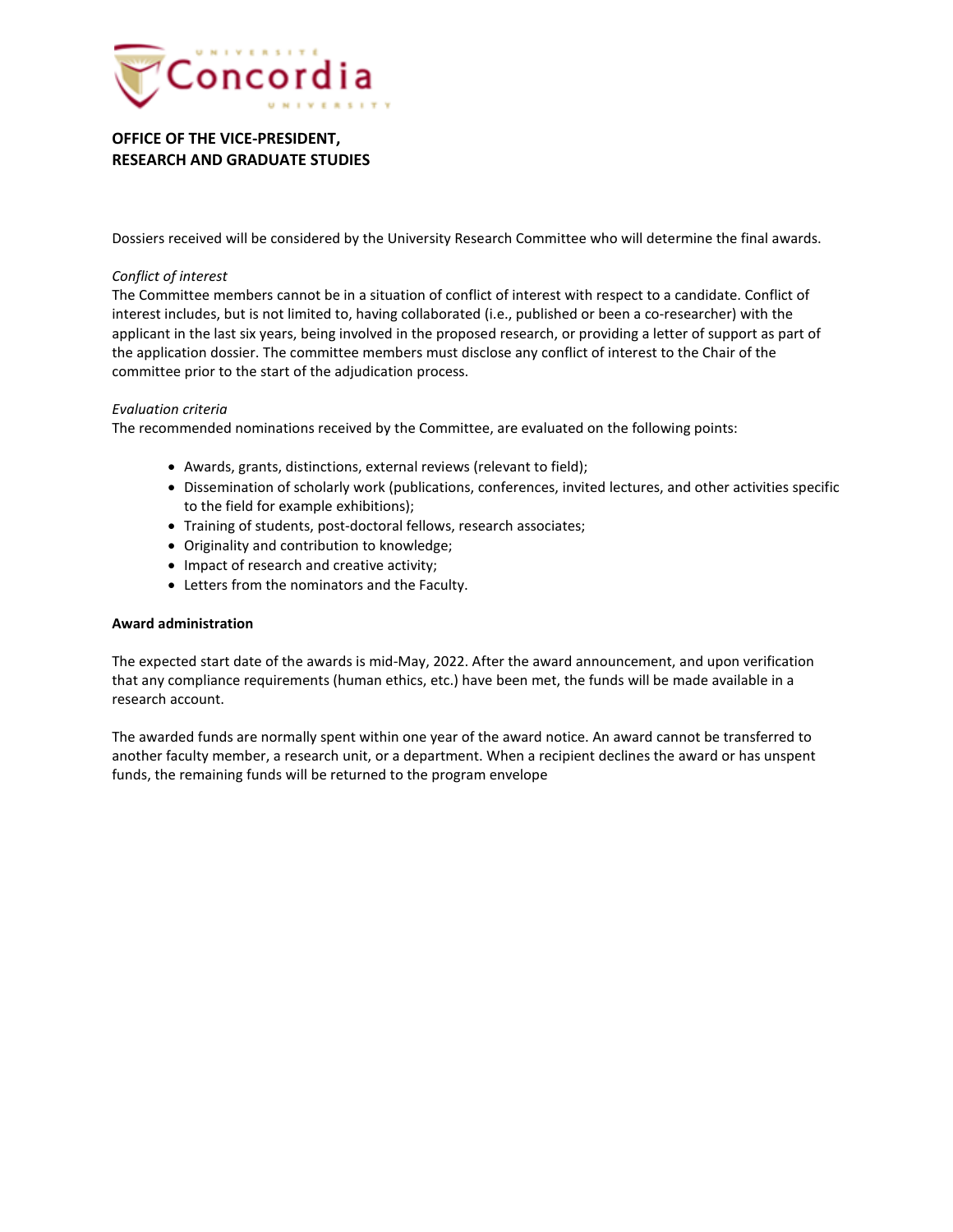**OFFICE OF THE VICE-PRESIDENT,
RESEARCH AND GRADUATE STUDIES**

Dossiers received will be considered by the University Research Committee who will determine the final awards.

*Conflict of interest*

The Committee members cannot be in a situation of conflict of interest with respect to a candidate. Conflict of interest includes, but is not limited to, having collaborated (i.e., published or been a co-researcher) with the applicant in the last six years, being involved in the proposed research, or providing a letter of support as part of the application dossier. The committee members must disclose any conflict of interest to the Chair of the committee prior to the start of the adjudication process.

*Evaluation criteria*

The recommended nominations received by the Committee, are evaluated on the following points:

- Awards, grants, distinctions, external reviews (relevant to field);
- Dissemination of scholarly work (publications, conferences, invited lectures, and other activities specific to the field for example exhibitions);
- Training of students, post-doctoral fellows, research associates;
- Originality and contribution to knowledge;
- Impact of research and creative activity;
- Letters from the nominators and the Faculty.

**Award administration**

The expected start date of the awards is mid-May, 2022. After the award announcement, and upon verification that any compliance requirements (human ethics, etc.) have been met, the funds will be made available in a research account.

The awarded funds are normally spent within one year of the award notice. An award cannot be transferred to another faculty member, a research unit, or a department. When a recipient declines the award or has unspent funds, the remaining funds will be returned to the program envelope